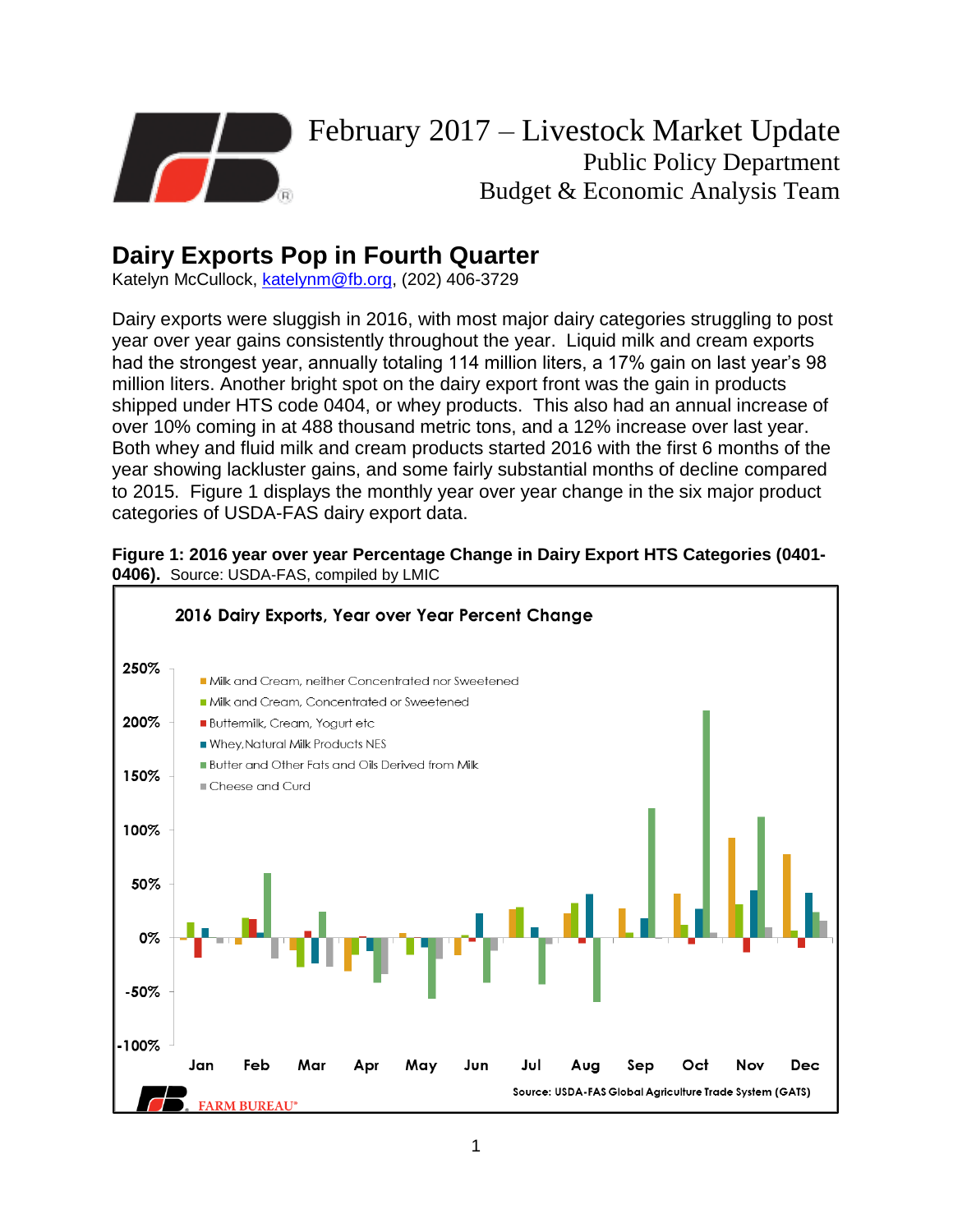# February 2017 – Livestock Market Update

Public Policy Department

Budget & Economic Analysis Team

## Dairy Exports Pop in Fourth Quarter

Katelyn McCullock, katelynm@fb.org, (202) 406-3729

Dairy exports were sluggish in 2016, with most major dairy categories struggling to post year over year gains consistently throughout the year. Liquid milk and cream exports had the strongest year, annually totaling 114 million liters, a 17% gain on last year's 98 million liters. Another bright spot on the dairy export front was the gain in products shipped under HTS code 0404, or whey products. This also had an annual increase of over 10% coming in at 488 thousand metric tons, and a 12% increase over last year. Both whey and fluid milk and cream products started 2016 with the first 6 months of the year showing lackluster gains, and some fairly substantial months of decline compared to 2015. Figure 1 displays the monthly year over year change in the six major product categories of USDA-FAS dairy export data.

**Figure 1: 2016 year over year Percentage Change in Dairy Export HTS Categories (0401-0406).** Source: USDA-FAS, compiled by LMIC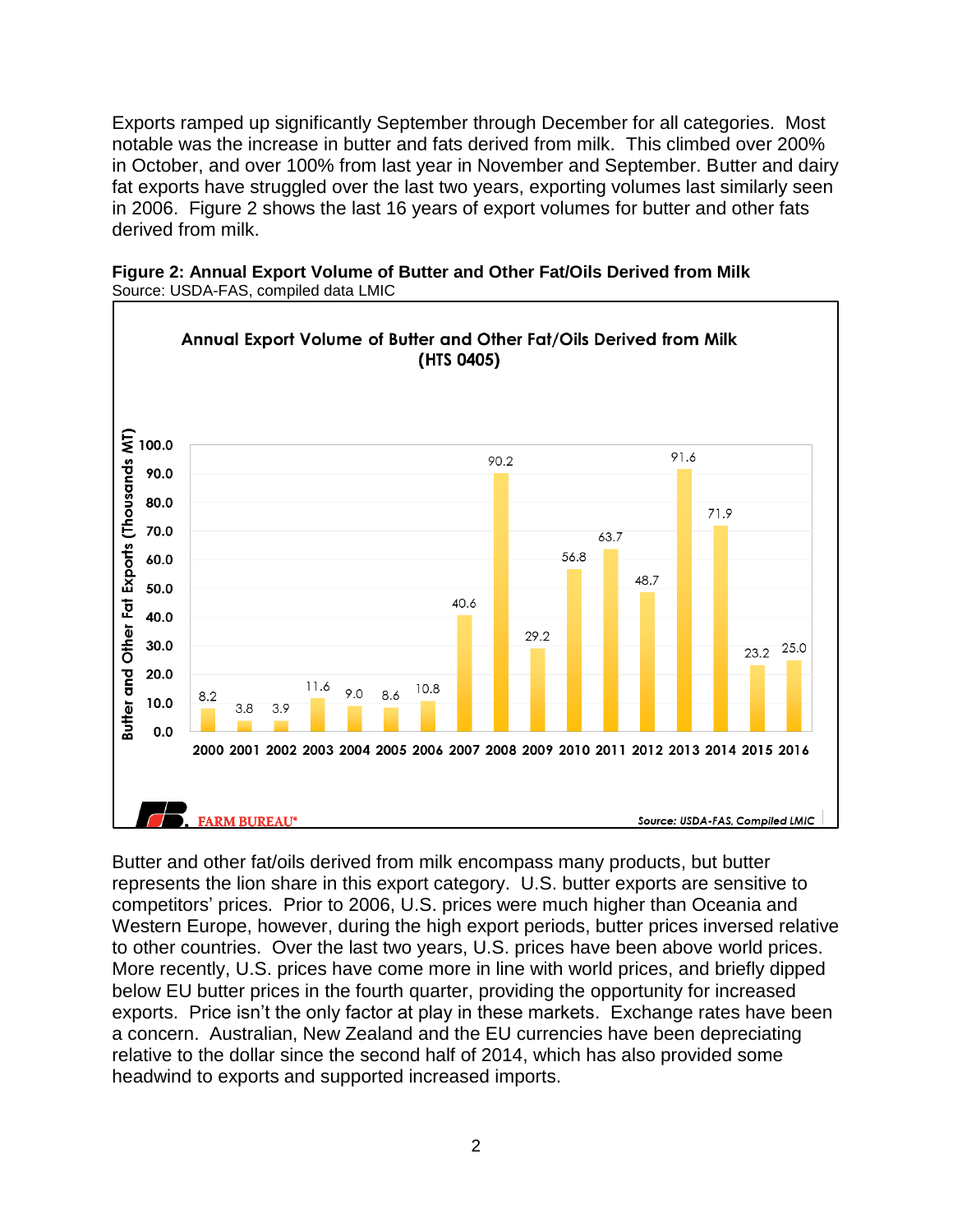Exports ramped up significantly September through December for all categories. Most notable was the increase in butter and fats derived from milk. This climbed over 200% in October, and over 100% from last year in November and September. Butter and dairy fat exports have struggled over the last two years, exporting volumes last similarly seen in 2006. Figure 2 shows the last 16 years of export volumes for butter and other fats derived from milk.

**Figure 2: Annual Export Volume of Butter and Other Fat/Oils Derived from Milk**
Source: USDA-FAS, compiled data LMIC

**Annual Export Volume of Butter and Other Fat/Oils Derived from Milk (HTS 0405)**

| Year | Butter and Other Fat Exports (Thousands MT) |
| --- | --- |
| 2000 | 8.2 |
| 2001 | 3.8 |
| 2002 | 3.9 |
| 2003 | 11.6 |
| 2004 | 9.0 |
| 2005 | 8.6 |
| 2006 | 10.8 |
| 2007 | 40.6 |
| 2008 | 90.2 |
| 2009 | 29.2 |
| 2010 | 56.8 |
| 2011 | 63.7 |
| 2012 | 48.7 |
| 2013 | 91.6 |
| 2014 | 71.9 |
| 2015 | 23.2 |
| 2016 | 25.0 |

FARM BUREAU® — Source: USDA-FAS, Compiled LMIC

Butter and other fat/oils derived from milk encompass many products, but butter represents the lion share in this export category. U.S. butter exports are sensitive to competitors' prices. Prior to 2006, U.S. prices were much higher than Oceania and Western Europe, however, during the high export periods, butter prices inversed relative to other countries. Over the last two years, U.S. prices have been above world prices. More recently, U.S. prices have come more in line with world prices, and briefly dipped below EU butter prices in the fourth quarter, providing the opportunity for increased exports. Price isn't the only factor at play in these markets. Exchange rates have been a concern. Australian, New Zealand and the EU currencies have been depreciating relative to the dollar since the second half of 2014, which has also provided some headwind to exports and supported increased imports.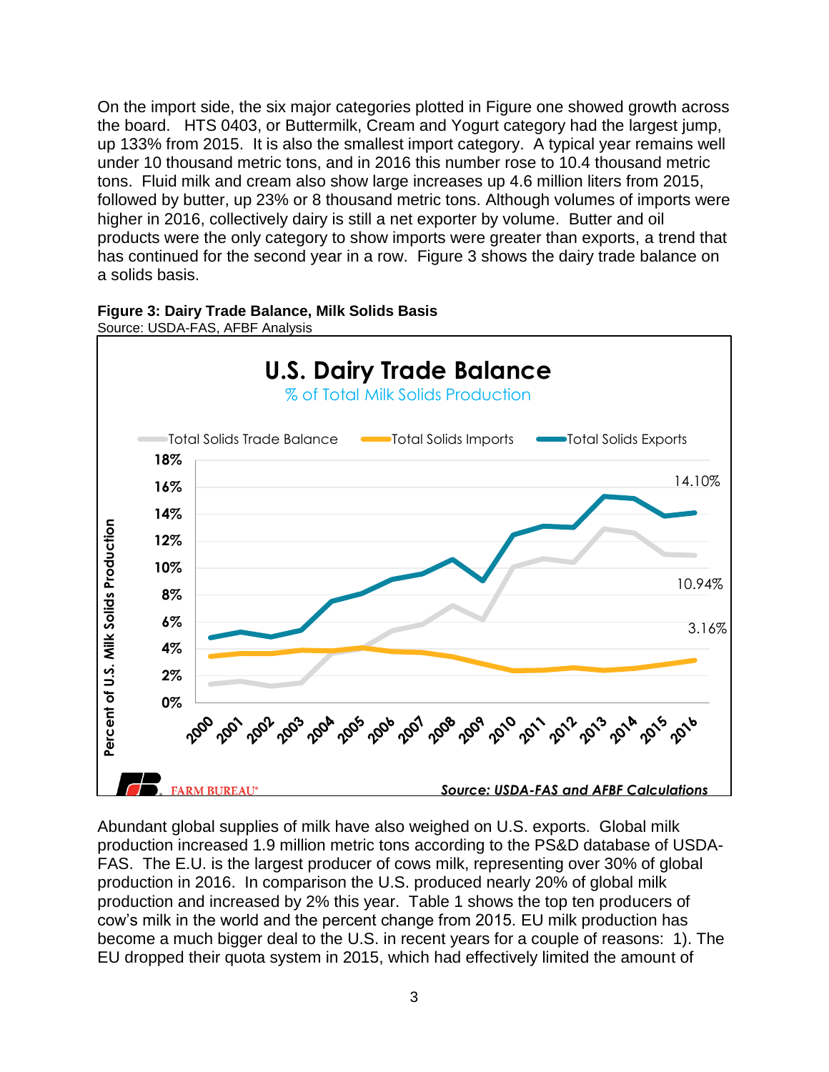On the import side, the six major categories plotted in Figure one showed growth across the board. HTS 0403, or Buttermilk, Cream and Yogurt category had the largest jump, up 133% from 2015. It is also the smallest import category. A typical year remains well under 10 thousand metric tons, and in 2016 this number rose to 10.4 thousand metric tons. Fluid milk and cream also show large increases up 4.6 million liters from 2015, followed by butter, up 23% or 8 thousand metric tons. Although volumes of imports were higher in 2016, collectively dairy is still a net exporter by volume. Butter and oil products were the only category to show imports were greater than exports, a trend that has continued for the second year in a row. Figure 3 shows the dairy trade balance on a solids basis.

**Figure 3: Dairy Trade Balance, Milk Solids Basis**
Source: USDA-FAS, AFBF Analysis

Abundant global supplies of milk have also weighed on U.S. exports. Global milk production increased 1.9 million metric tons according to the PS&D database of USDA-FAS. The E.U. is the largest producer of cows milk, representing over 30% of global production in 2016. In comparison the U.S. produced nearly 20% of global milk production and increased by 2% this year. Table 1 shows the top ten producers of cow's milk in the world and the percent change from 2015. EU milk production has become a much bigger deal to the U.S. in recent years for a couple of reasons: 1). The EU dropped their quota system in 2015, which had effectively limited the amount of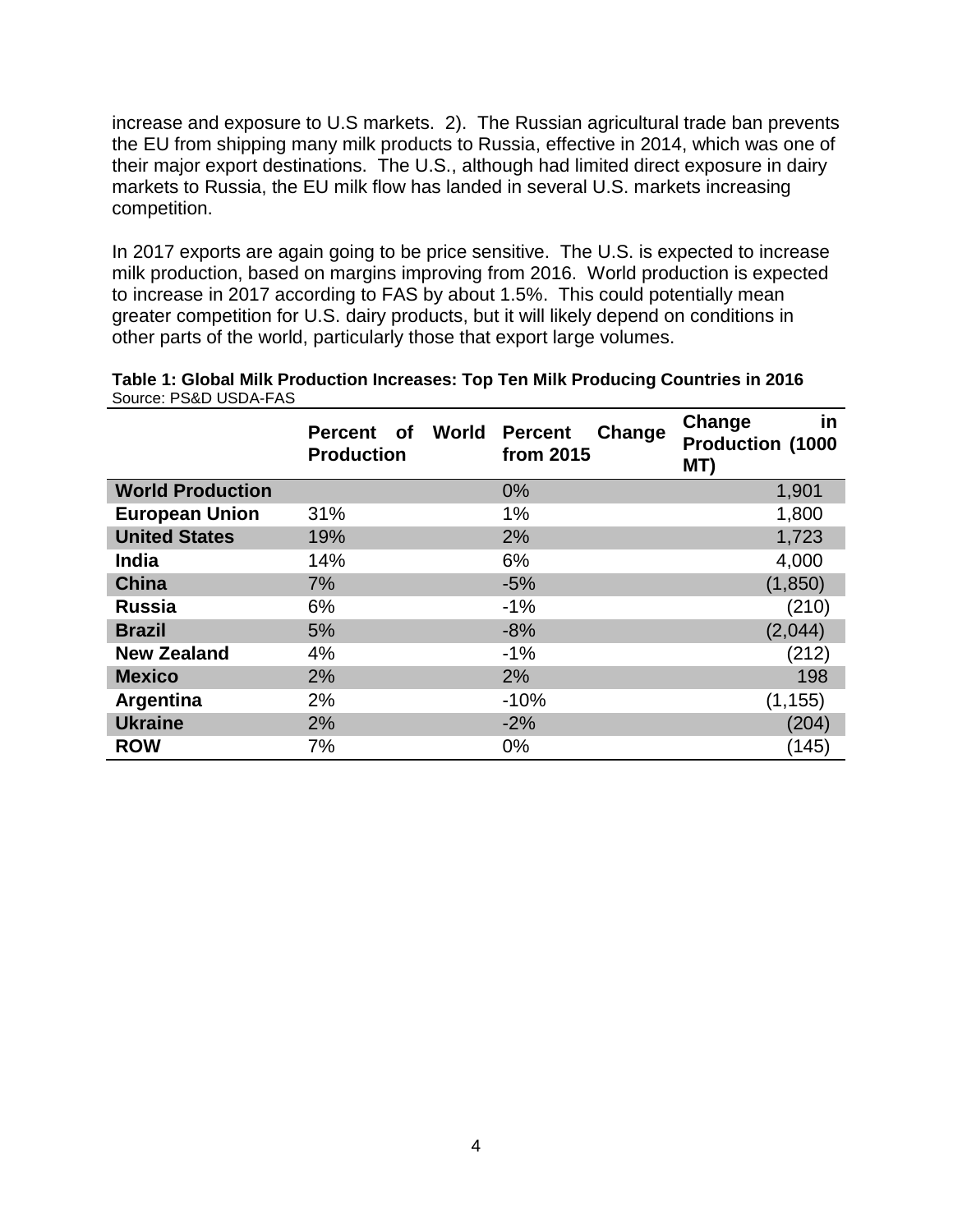increase and exposure to U.S markets. 2). The Russian agricultural trade ban prevents the EU from shipping many milk products to Russia, effective in 2014, which was one of their major export destinations. The U.S., although had limited direct exposure in dairy markets to Russia, the EU milk flow has landed in several U.S. markets increasing competition.

In 2017 exports are again going to be price sensitive. The U.S. is expected to increase milk production, based on margins improving from 2016. World production is expected to increase in 2017 according to FAS by about 1.5%. This could potentially mean greater competition for U.S. dairy products, but it will likely depend on conditions in other parts of the world, particularly those that export large volumes.

**Table 1: Global Milk Production Increases: Top Ten Milk Producing Countries in 2016**
Source: PS&D USDA-FAS

| | Percent of World Production | Percent Change from 2015 | Change in Production (1000 MT) |
|---|---|---|---|
| **World Production** | | 0% | 1,901 |
| **European Union** | 31% | 1% | 1,800 |
| **United States** | 19% | 2% | 1,723 |
| **India** | 14% | 6% | 4,000 |
| **China** | 7% | -5% | (1,850) |
| **Russia** | 6% | -1% | (210) |
| **Brazil** | 5% | -8% | (2,044) |
| **New Zealand** | 4% | -1% | (212) |
| **Mexico** | 2% | 2% | 198 |
| **Argentina** | 2% | -10% | (1,155) |
| **Ukraine** | 2% | -2% | (204) |
| **ROW** | 7% | 0% | (145) |